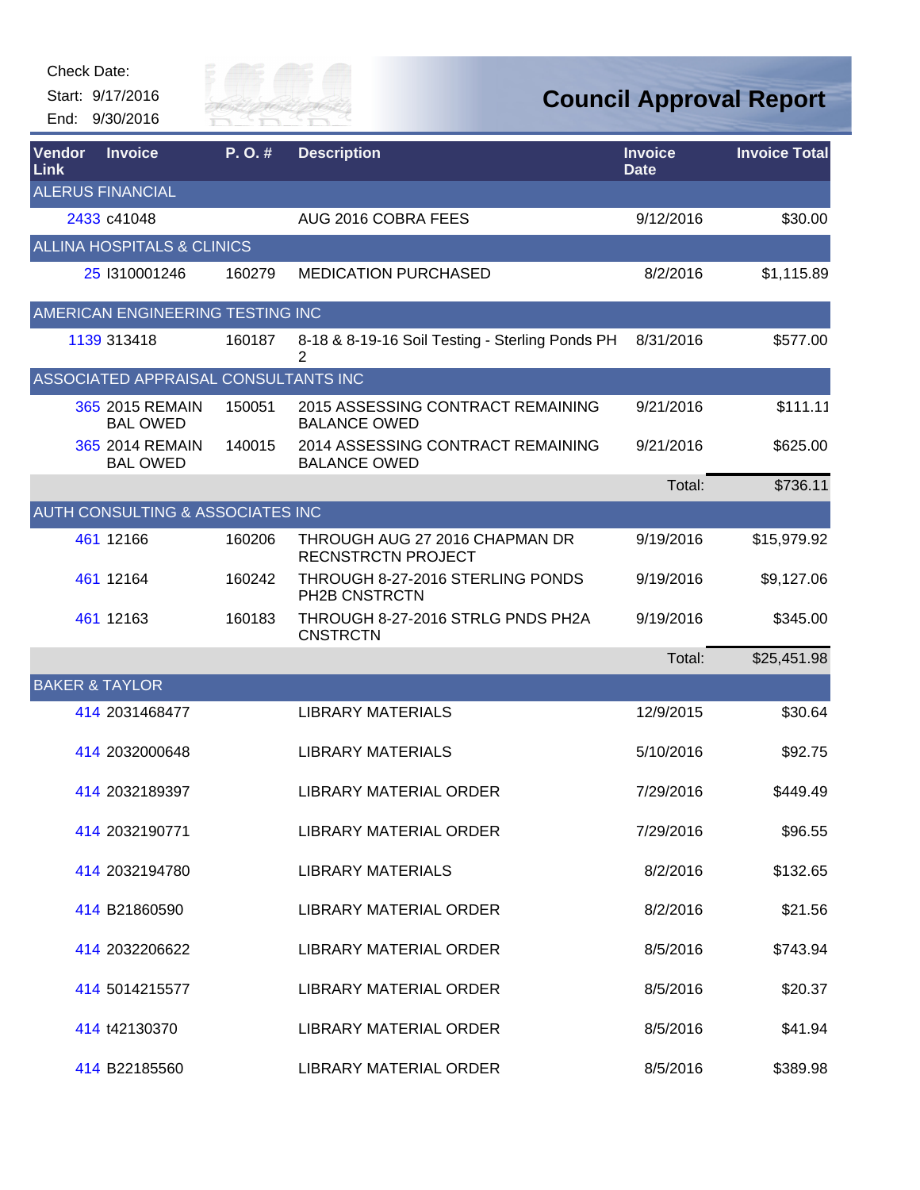Check Date:

Start: 9/17/2016

End: 9/30/2016

# Council Approval Report

| Vendor Link | Invoice | P. O. # | Description | Invoice Date | Invoice Total |
|---|---|---|---|---|---|
| **ALERUS FINANCIAL** | | | | | |
| 2433 | c41048 | | AUG 2016 COBRA FEES | 9/12/2016 | $30.00 |
| **ALLINA HOSPITALS & CLINICS** | | | | | |
| 25 | I310001246 | 160279 | MEDICATION PURCHASED | 8/2/2016 | $1,115.89 |
| **AMERICAN ENGINEERING TESTING INC** | | | | | |
| 1139 | 313418 | 160187 | 8-18 & 8-19-16 Soil Testing - Sterling Ponds PH 2 | 8/31/2016 | $577.00 |
| **ASSOCIATED APPRAISAL CONSULTANTS INC** | | | | | |
| 365 | 2015 REMAIN BAL OWED | 150051 | 2015 ASSESSING CONTRACT REMAINING BALANCE OWED | 9/21/2016 | $111.11 |
| 365 | 2014 REMAIN BAL OWED | 140015 | 2014 ASSESSING CONTRACT REMAINING BALANCE OWED | 9/21/2016 | $625.00 |
| | | | | Total: | $736.11 |
| **AUTH CONSULTING & ASSOCIATES INC** | | | | | |
| 461 | 12166 | 160206 | THROUGH AUG 27 2016 CHAPMAN DR RECNSTRCTN PROJECT | 9/19/2016 | $15,979.92 |
| 461 | 12164 | 160242 | THROUGH 8-27-2016 STERLING PONDS PH2B CNSTRCTN | 9/19/2016 | $9,127.06 |
| 461 | 12163 | 160183 | THROUGH 8-27-2016 STRLG PNDS PH2A CNSTRCTN | 9/19/2016 | $345.00 |
| | | | | Total: | $25,451.98 |
| **BAKER & TAYLOR** | | | | | |
| 414 | 2031468477 | | LIBRARY MATERIALS | 12/9/2015 | $30.64 |
| 414 | 2032000648 | | LIBRARY MATERIALS | 5/10/2016 | $92.75 |
| 414 | 2032189397 | | LIBRARY MATERIAL ORDER | 7/29/2016 | $449.49 |
| 414 | 2032190771 | | LIBRARY MATERIAL ORDER | 7/29/2016 | $96.55 |
| 414 | 2032194780 | | LIBRARY MATERIALS | 8/2/2016 | $132.65 |
| 414 | B21860590 | | LIBRARY MATERIAL ORDER | 8/2/2016 | $21.56 |
| 414 | 2032206622 | | LIBRARY MATERIAL ORDER | 8/5/2016 | $743.94 |
| 414 | 5014215577 | | LIBRARY MATERIAL ORDER | 8/5/2016 | $20.37 |
| 414 | t42130370 | | LIBRARY MATERIAL ORDER | 8/5/2016 | $41.94 |
| 414 | B22185560 | | LIBRARY MATERIAL ORDER | 8/5/2016 | $389.98 |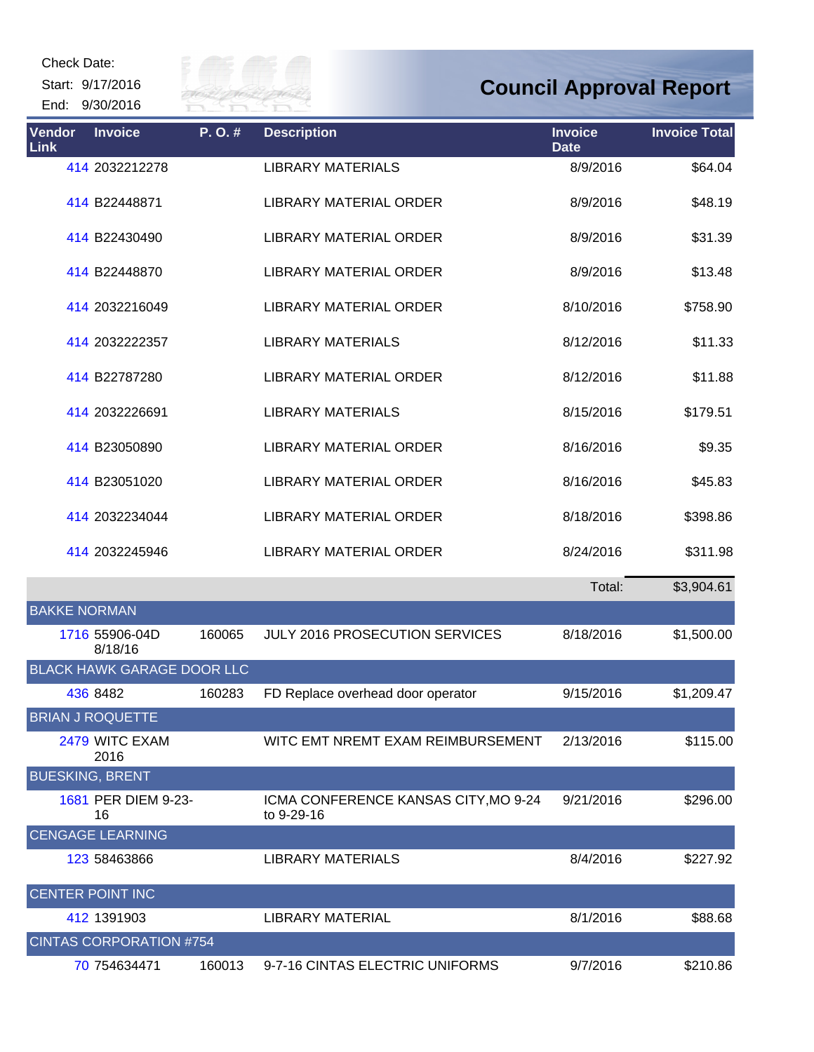Check Date:

Start: 9/17/2016

End: 9/30/2016

# Council Approval Report

| Vendor Link | Invoice | P. O. # | Description | Invoice Date | Invoice Total |
|---|---|---|---|---|---|
| 414 | 2032212278 | | LIBRARY MATERIALS | 8/9/2016 | $64.04 |
| 414 | B22448871 | | LIBRARY MATERIAL ORDER | 8/9/2016 | $48.19 |
| 414 | B22430490 | | LIBRARY MATERIAL ORDER | 8/9/2016 | $31.39 |
| 414 | B22448870 | | LIBRARY MATERIAL ORDER | 8/9/2016 | $13.48 |
| 414 | 2032216049 | | LIBRARY MATERIAL ORDER | 8/10/2016 | $758.90 |
| 414 | 2032222357 | | LIBRARY MATERIALS | 8/12/2016 | $11.33 |
| 414 | B22787280 | | LIBRARY MATERIAL ORDER | 8/12/2016 | $11.88 |
| 414 | 2032226691 | | LIBRARY MATERIALS | 8/15/2016 | $179.51 |
| 414 | B23050890 | | LIBRARY MATERIAL ORDER | 8/16/2016 | $9.35 |
| 414 | B23051020 | | LIBRARY MATERIAL ORDER | 8/16/2016 | $45.83 |
| 414 | 2032234044 | | LIBRARY MATERIAL ORDER | 8/18/2016 | $398.86 |
| 414 | 2032245946 | | LIBRARY MATERIAL ORDER | 8/24/2016 | $311.98 |
| | | | | Total: | $3,904.61 |
| BAKKE NORMAN | | | | | |
| 1716 | 55906-04D 8/18/16 | 160065 | JULY 2016 PROSECUTION SERVICES | 8/18/2016 | $1,500.00 |
| BLACK HAWK GARAGE DOOR LLC | | | | | |
| 436 | 8482 | 160283 | FD Replace overhead door operator | 9/15/2016 | $1,209.47 |
| BRIAN J ROQUETTE | | | | | |
| 2479 | WITC EXAM 2016 | | WITC EMT NREMT EXAM REIMBURSEMENT | 2/13/2016 | $115.00 |
| BUESKING, BRENT | | | | | |
| 1681 | PER DIEM 9-23-16 | | ICMA CONFERENCE KANSAS CITY,MO 9-24 to 9-29-16 | 9/21/2016 | $296.00 |
| CENGAGE LEARNING | | | | | |
| 123 | 58463866 | | LIBRARY MATERIALS | 8/4/2016 | $227.92 |
| CENTER POINT INC | | | | | |
| 412 | 1391903 | | LIBRARY MATERIAL | 8/1/2016 | $88.68 |
| CINTAS CORPORATION #754 | | | | | |
| 70 | 754634471 | 160013 | 9-7-16 CINTAS ELECTRIC UNIFORMS | 9/7/2016 | $210.86 |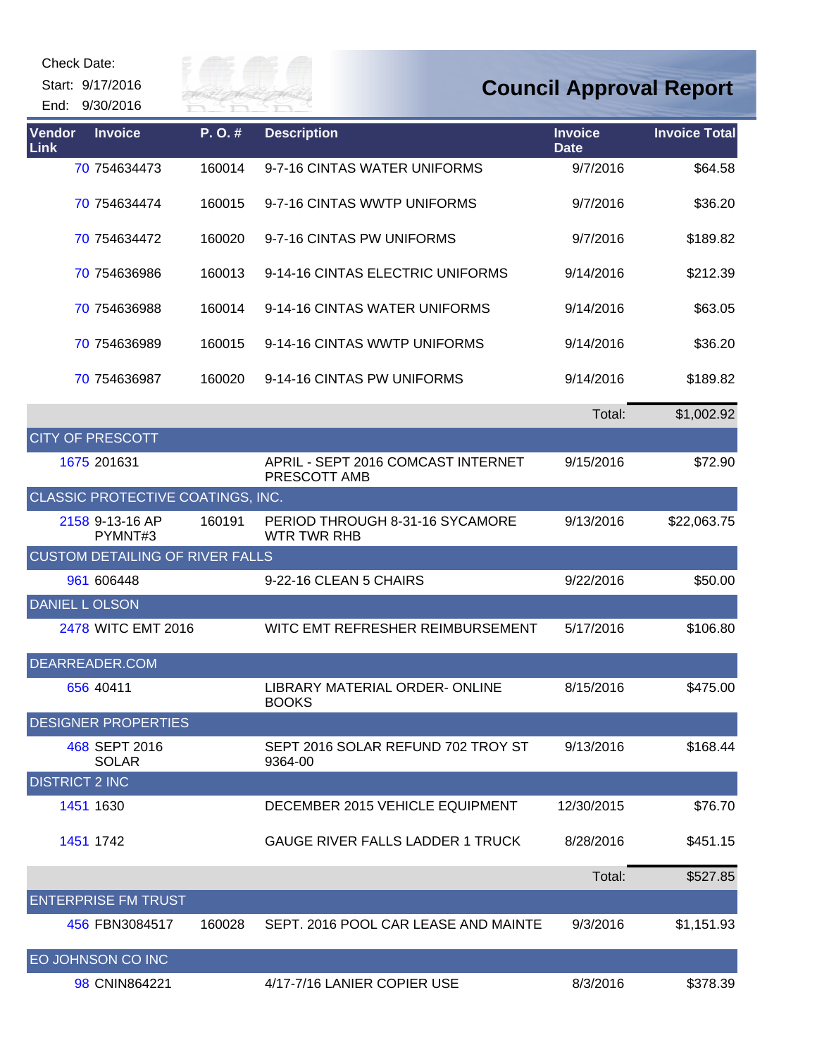Check Date:

Start: 9/17/2016

End: 9/30/2016

# Council Approval Report

| Vendor Link | Invoice | P. O. # | Description | Invoice Date | Invoice Total |
|---|---|---|---|---|---|
| 70 | 754634473 | 160014 | 9-7-16 CINTAS WATER UNIFORMS | 9/7/2016 | $64.58 |
| 70 | 754634474 | 160015 | 9-7-16 CINTAS WWTP UNIFORMS | 9/7/2016 | $36.20 |
| 70 | 754634472 | 160020 | 9-7-16 CINTAS PW UNIFORMS | 9/7/2016 | $189.82 |
| 70 | 754636986 | 160013 | 9-14-16 CINTAS ELECTRIC UNIFORMS | 9/14/2016 | $212.39 |
| 70 | 754636988 | 160014 | 9-14-16 CINTAS WATER UNIFORMS | 9/14/2016 | $63.05 |
| 70 | 754636989 | 160015 | 9-14-16 CINTAS WWTP UNIFORMS | 9/14/2016 | $36.20 |
| 70 | 754636987 | 160020 | 9-14-16 CINTAS PW UNIFORMS | 9/14/2016 | $189.82 |
| | | | | Total: | $1,002.92 |
| CITY OF PRESCOTT | | | | | |
| 1675 | 201631 | | APRIL - SEPT 2016 COMCAST INTERNET PRESCOTT AMB | 9/15/2016 | $72.90 |
| CLASSIC PROTECTIVE COATINGS, INC. | | | | | |
| 2158 | 9-13-16 AP PYMNT#3 | 160191 | PERIOD THROUGH 8-31-16 SYCAMORE WTR TWR RHB | 9/13/2016 | $22,063.75 |
| CUSTOM DETAILING OF RIVER FALLS | | | | | |
| 961 | 606448 | | 9-22-16 CLEAN 5 CHAIRS | 9/22/2016 | $50.00 |
| DANIEL L OLSON | | | | | |
| 2478 | WITC EMT 2016 | | WITC EMT REFRESHER REIMBURSEMENT | 5/17/2016 | $106.80 |
| DEARREADER.COM | | | | | |
| 656 | 40411 | | LIBRARY MATERIAL ORDER- ONLINE BOOKS | 8/15/2016 | $475.00 |
| DESIGNER PROPERTIES | | | | | |
| 468 | SEPT 2016 SOLAR | | SEPT 2016 SOLAR REFUND 702 TROY ST 9364-00 | 9/13/2016 | $168.44 |
| DISTRICT 2 INC | | | | | |
| 1451 | 1630 | | DECEMBER 2015 VEHICLE EQUIPMENT | 12/30/2015 | $76.70 |
| 1451 | 1742 | | GAUGE RIVER FALLS LADDER 1 TRUCK | 8/28/2016 | $451.15 |
| | | | | Total: | $527.85 |
| ENTERPRISE FM TRUST | | | | | |
| 456 | FBN3084517 | 160028 | SEPT. 2016 POOL CAR LEASE AND MAINTE | 9/3/2016 | $1,151.93 |
| EO JOHNSON CO INC | | | | | |
| 98 | CNIN864221 | | 4/17-7/16 LANIER COPIER USE | 8/3/2016 | $378.39 |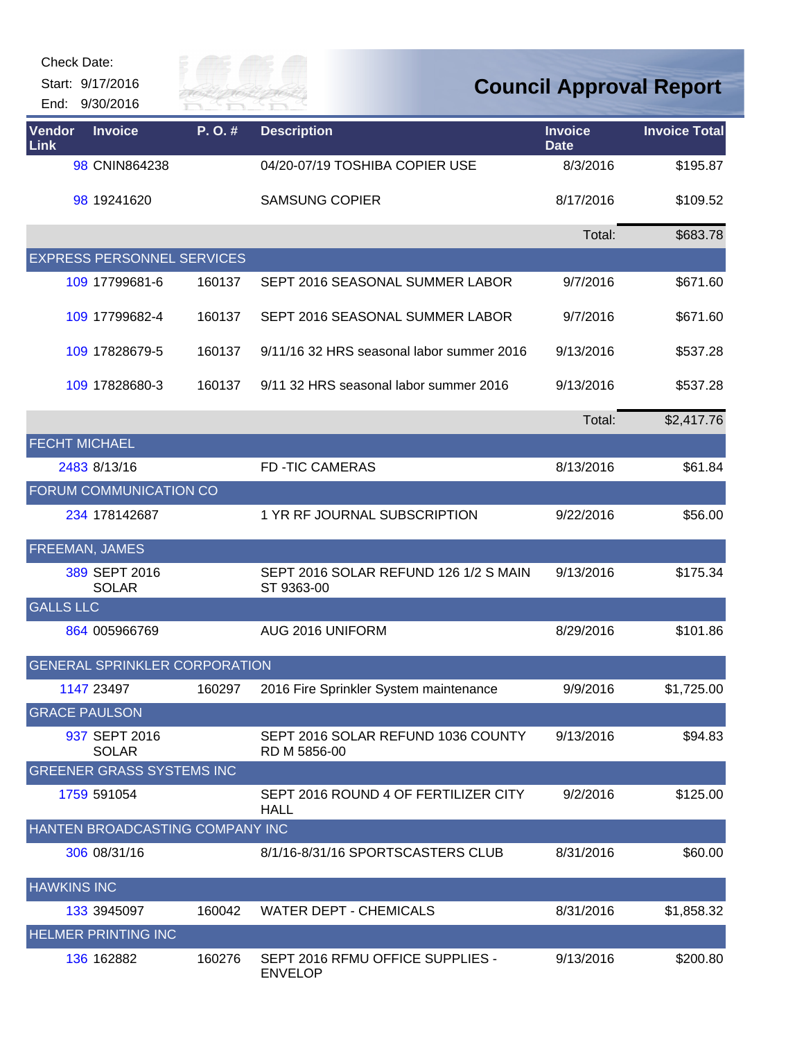Check Date:

Start: 9/17/2016

End: 9/30/2016

# Council Approval Report

| Vendor Link | Invoice | P. O. # | Description | Invoice Date | Invoice Total |
|---|---|---|---|---|---|
| 98 | CNIN864238 | | 04/20-07/19 TOSHIBA COPIER USE | 8/3/2016 | $195.87 |
| 98 | 19241620 | | SAMSUNG COPIER | 8/17/2016 | $109.52 |
| | | | | Total: | $683.78 |
| EXPRESS PERSONNEL SERVICES | | | | | |
| 109 | 17799681-6 | 160137 | SEPT 2016 SEASONAL SUMMER LABOR | 9/7/2016 | $671.60 |
| 109 | 17799682-4 | 160137 | SEPT 2016 SEASONAL SUMMER LABOR | 9/7/2016 | $671.60 |
| 109 | 17828679-5 | 160137 | 9/11/16 32 HRS seasonal labor summer 2016 | 9/13/2016 | $537.28 |
| 109 | 17828680-3 | 160137 | 9/11 32 HRS seasonal labor summer 2016 | 9/13/2016 | $537.28 |
| | | | | Total: | $2,417.76 |
| FECHT MICHAEL | | | | | |
| 2483 | 8/13/16 | | FD -TIC CAMERAS | 8/13/2016 | $61.84 |
| FORUM COMMUNICATION CO | | | | | |
| 234 | 178142687 | | 1 YR RF JOURNAL SUBSCRIPTION | 9/22/2016 | $56.00 |
| FREEMAN, JAMES | | | | | |
| 389 | SEPT 2016 SOLAR | | SEPT 2016 SOLAR REFUND 126 1/2 S MAIN ST 9363-00 | 9/13/2016 | $175.34 |
| GALLS LLC | | | | | |
| 864 | 005966769 | | AUG 2016 UNIFORM | 8/29/2016 | $101.86 |
| GENERAL SPRINKLER CORPORATION | | | | | |
| 1147 | 23497 | 160297 | 2016 Fire Sprinkler System maintenance | 9/9/2016 | $1,725.00 |
| GRACE PAULSON | | | | | |
| 937 | SEPT 2016 SOLAR | | SEPT 2016 SOLAR REFUND 1036 COUNTY RD M 5856-00 | 9/13/2016 | $94.83 |
| GREENER GRASS SYSTEMS INC | | | | | |
| 1759 | 591054 | | SEPT 2016 ROUND 4 OF FERTILIZER CITY HALL | 9/2/2016 | $125.00 |
| HANTEN BROADCASTING COMPANY INC | | | | | |
| 306 | 08/31/16 | | 8/1/16-8/31/16 SPORTSCASTERS CLUB | 8/31/2016 | $60.00 |
| HAWKINS INC | | | | | |
| 133 | 3945097 | 160042 | WATER DEPT - CHEMICALS | 8/31/2016 | $1,858.32 |
| HELMER PRINTING INC | | | | | |
| 136 | 162882 | 160276 | SEPT 2016 RFMU OFFICE SUPPLIES - ENVELOP | 9/13/2016 | $200.80 |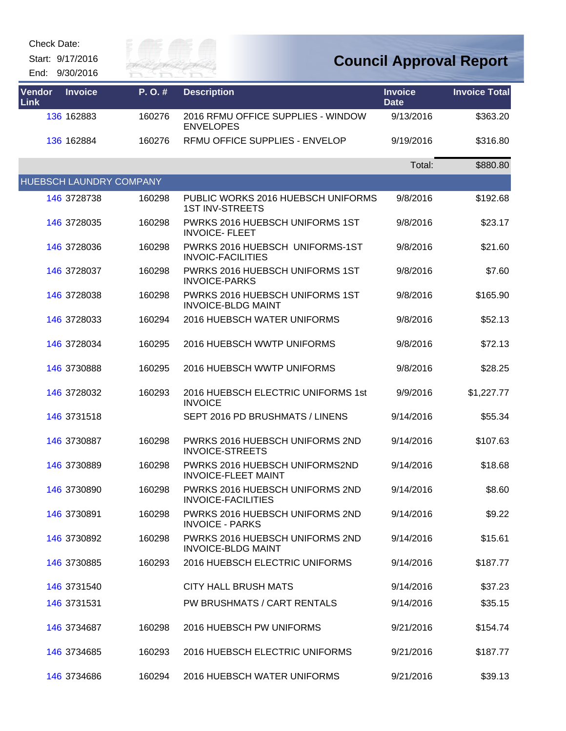Check Date:

Start: 9/17/2016

End: 9/30/2016

# Council Approval Report

| Vendor Link | Invoice | P. O. # | Description | Invoice Date | Invoice Total |
|---|---|---|---|---|---|
| 136 | 162883 | 160276 | 2016 RFMU OFFICE SUPPLIES - WINDOW ENVELOPES | 9/13/2016 | $363.20 |
| 136 | 162884 | 160276 | RFMU OFFICE SUPPLIES - ENVELOP | 9/19/2016 | $316.80 |
| | | | | Total: | $880.80 |
| HUEBSCH LAUNDRY COMPANY | | | | | |
| 146 | 3728738 | 160298 | PUBLIC WORKS 2016 HUEBSCH UNIFORMS 1ST INV-STREETS | 9/8/2016 | $192.68 |
| 146 | 3728035 | 160298 | PWRKS 2016 HUEBSCH UNIFORMS 1ST INVOICE- FLEET | 9/8/2016 | $23.17 |
| 146 | 3728036 | 160298 | PWRKS 2016 HUEBSCH UNIFORMS-1ST INVOIC-FACILITIES | 9/8/2016 | $21.60 |
| 146 | 3728037 | 160298 | PWRKS 2016 HUEBSCH UNIFORMS 1ST INVOICE-PARKS | 9/8/2016 | $7.60 |
| 146 | 3728038 | 160298 | PWRKS 2016 HUEBSCH UNIFORMS 1ST INVOICE-BLDG MAINT | 9/8/2016 | $165.90 |
| 146 | 3728033 | 160294 | 2016 HUEBSCH WATER UNIFORMS | 9/8/2016 | $52.13 |
| 146 | 3728034 | 160295 | 2016 HUEBSCH WWTP UNIFORMS | 9/8/2016 | $72.13 |
| 146 | 3730888 | 160295 | 2016 HUEBSCH WWTP UNIFORMS | 9/8/2016 | $28.25 |
| 146 | 3728032 | 160293 | 2016 HUEBSCH ELECTRIC UNIFORMS 1st INVOICE | 9/9/2016 | $1,227.77 |
| 146 | 3731518 | | SEPT 2016 PD BRUSHMATS / LINENS | 9/14/2016 | $55.34 |
| 146 | 3730887 | 160298 | PWRKS 2016 HUEBSCH UNIFORMS 2ND INVOICE-STREETS | 9/14/2016 | $107.63 |
| 146 | 3730889 | 160298 | PWRKS 2016 HUEBSCH UNIFORMS2ND INVOICE-FLEET MAINT | 9/14/2016 | $18.68 |
| 146 | 3730890 | 160298 | PWRKS 2016 HUEBSCH UNIFORMS 2ND INVOICE-FACILITIES | 9/14/2016 | $8.60 |
| 146 | 3730891 | 160298 | PWRKS 2016 HUEBSCH UNIFORMS 2ND INVOICE - PARKS | 9/14/2016 | $9.22 |
| 146 | 3730892 | 160298 | PWRKS 2016 HUEBSCH UNIFORMS 2ND INVOICE-BLDG MAINT | 9/14/2016 | $15.61 |
| 146 | 3730885 | 160293 | 2016 HUEBSCH ELECTRIC UNIFORMS | 9/14/2016 | $187.77 |
| 146 | 3731540 | | CITY HALL BRUSH MATS | 9/14/2016 | $37.23 |
| 146 | 3731531 | | PW BRUSHMATS / CART RENTALS | 9/14/2016 | $35.15 |
| 146 | 3734687 | 160298 | 2016 HUEBSCH PW UNIFORMS | 9/21/2016 | $154.74 |
| 146 | 3734685 | 160293 | 2016 HUEBSCH ELECTRIC UNIFORMS | 9/21/2016 | $187.77 |
| 146 | 3734686 | 160294 | 2016 HUEBSCH WATER UNIFORMS | 9/21/2016 | $39.13 |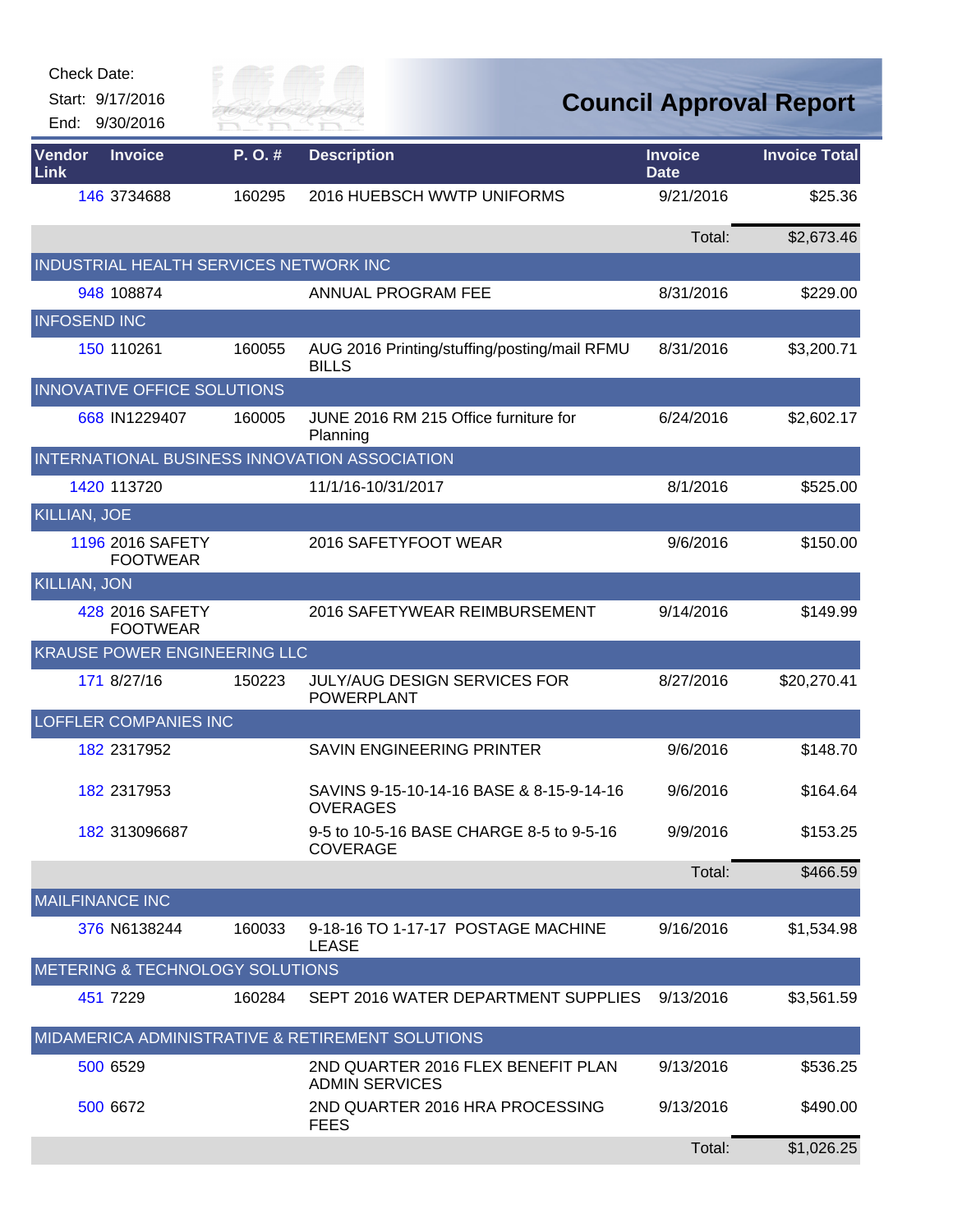Check Date:

Start: 9/17/2016

End: 9/30/2016

# Council Approval Report

| Vendor Link | Invoice | P. O. # | Description | Invoice Date | Invoice Total |
|---|---|---|---|---|---|
| 146 | 3734688 | 160295 | 2016 HUEBSCH WWTP UNIFORMS | 9/21/2016 | $25.36 |
| | | | | Total: | $2,673.46 |
| INDUSTRIAL HEALTH SERVICES NETWORK INC | | | | | |
| 948 | 108874 | | ANNUAL PROGRAM FEE | 8/31/2016 | $229.00 |
| INFOSEND INC | | | | | |
| 150 | 110261 | 160055 | AUG 2016 Printing/stuffing/posting/mail RFMU BILLS | 8/31/2016 | $3,200.71 |
| INNOVATIVE OFFICE SOLUTIONS | | | | | |
| 668 | IN1229407 | 160005 | JUNE 2016 RM 215 Office furniture for Planning | 6/24/2016 | $2,602.17 |
| INTERNATIONAL BUSINESS INNOVATION ASSOCIATION | | | | | |
| 1420 | 113720 | | 11/1/16-10/31/2017 | 8/1/2016 | $525.00 |
| KILLIAN, JOE | | | | | |
| 1196 | 2016 SAFETY FOOTWEAR | | 2016 SAFETYFOOT WEAR | 9/6/2016 | $150.00 |
| KILLIAN, JON | | | | | |
| 428 | 2016 SAFETY FOOTWEAR | | 2016 SAFETYWEAR REIMBURSEMENT | 9/14/2016 | $149.99 |
| KRAUSE POWER ENGINEERING LLC | | | | | |
| 171 | 8/27/16 | 150223 | JULY/AUG DESIGN SERVICES FOR POWERPLANT | 8/27/2016 | $20,270.41 |
| LOFFLER COMPANIES INC | | | | | |
| 182 | 2317952 | | SAVIN ENGINEERING PRINTER | 9/6/2016 | $148.70 |
| 182 | 2317953 | | SAVINS 9-15-10-14-16 BASE & 8-15-9-14-16 OVERAGES | 9/6/2016 | $164.64 |
| 182 | 313096687 | | 9-5 to 10-5-16 BASE CHARGE 8-5 to 9-5-16 COVERAGE | 9/9/2016 | $153.25 |
| | | | | Total: | $466.59 |
| MAILFINANCE INC | | | | | |
| 376 | N6138244 | 160033 | 9-18-16 TO 1-17-17 POSTAGE MACHINE LEASE | 9/16/2016 | $1,534.98 |
| METERING & TECHNOLOGY SOLUTIONS | | | | | |
| 451 | 7229 | 160284 | SEPT 2016 WATER DEPARTMENT SUPPLIES | 9/13/2016 | $3,561.59 |
| MIDAMERICA ADMINISTRATIVE & RETIREMENT SOLUTIONS | | | | | |
| 500 | 6529 | | 2ND QUARTER 2016 FLEX BENEFIT PLAN ADMIN SERVICES | 9/13/2016 | $536.25 |
| 500 | 6672 | | 2ND QUARTER 2016 HRA PROCESSING FEES | 9/13/2016 | $490.00 |
| | | | | Total: | $1,026.25 |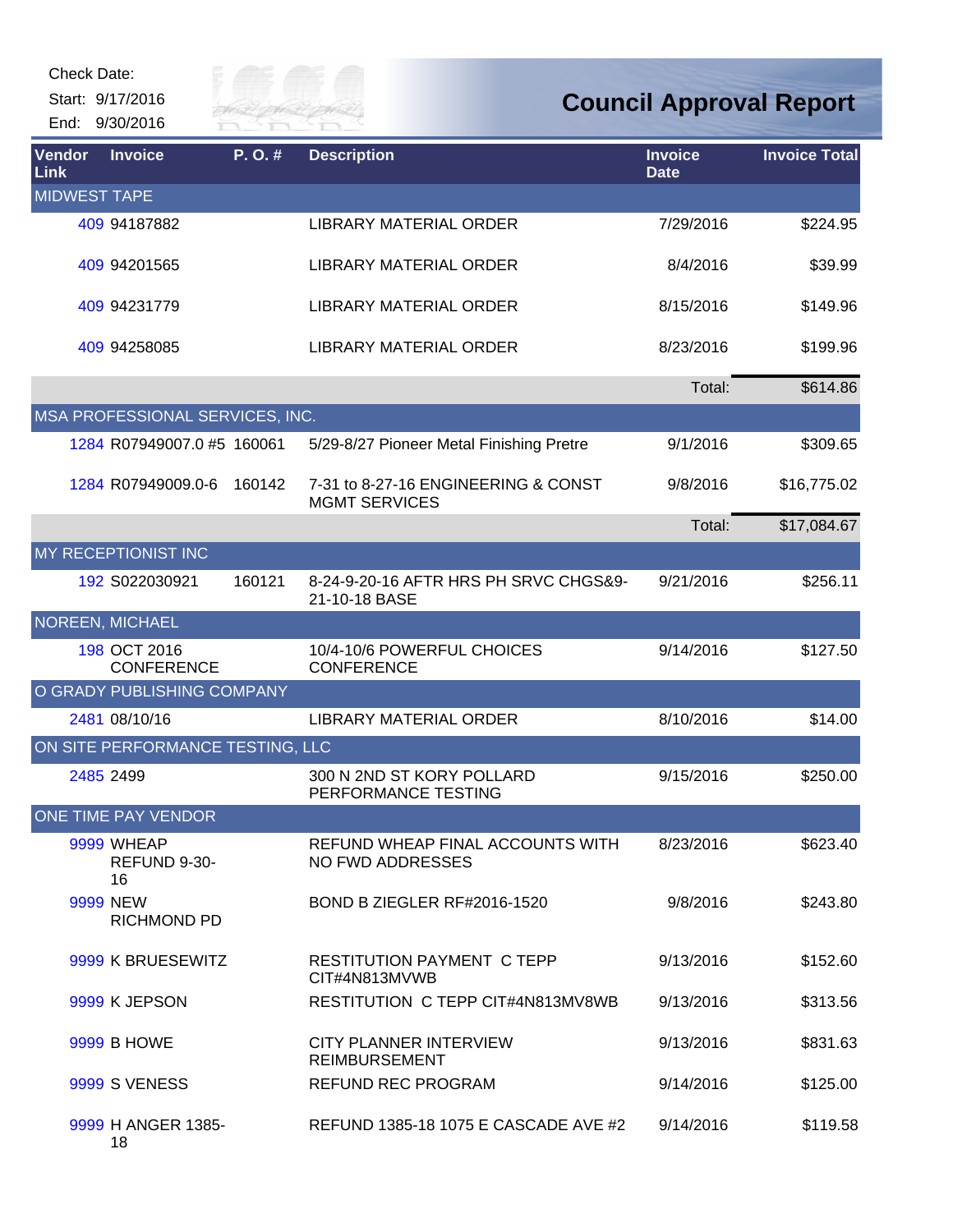Check Date:

Start: 9/17/2016

End: 9/30/2016

# Council Approval Report

| Vendor Link | Invoice | P. O. # | Description | Invoice Date | Invoice Total |
|---|---|---|---|---|---|
| MIDWEST TAPE | | | | | |
| 409 | 94187882 | | LIBRARY MATERIAL ORDER | 7/29/2016 | $224.95 |
| 409 | 94201565 | | LIBRARY MATERIAL ORDER | 8/4/2016 | $39.99 |
| 409 | 94231779 | | LIBRARY MATERIAL ORDER | 8/15/2016 | $149.96 |
| 409 | 94258085 | | LIBRARY MATERIAL ORDER | 8/23/2016 | $199.96 |
| | | | | Total: | $614.86 |
| MSA PROFESSIONAL SERVICES, INC. | | | | | |
| 1284 | R07949007.0 #5 | 160061 | 5/29-8/27 Pioneer Metal Finishing Pretre | 9/1/2016 | $309.65 |
| 1284 | R07949009.0-6 | 160142 | 7-31 to 8-27-16 ENGINEERING & CONST MGMT SERVICES | 9/8/2016 | $16,775.02 |
| | | | | Total: | $17,084.67 |
| MY RECEPTIONIST INC | | | | | |
| 192 | S022030921 | 160121 | 8-24-9-20-16 AFTR HRS PH SRVC CHGS&9-21-10-18 BASE | 9/21/2016 | $256.11 |
| NOREEN, MICHAEL | | | | | |
| 198 | OCT 2016 CONFERENCE | | 10/4-10/6 POWERFUL CHOICES CONFERENCE | 9/14/2016 | $127.50 |
| O GRADY PUBLISHING COMPANY | | | | | |
| 2481 | 08/10/16 | | LIBRARY MATERIAL ORDER | 8/10/2016 | $14.00 |
| ON SITE PERFORMANCE TESTING, LLC | | | | | |
| 2485 | 2499 | | 300 N 2ND ST KORY POLLARD PERFORMANCE TESTING | 9/15/2016 | $250.00 |
| ONE TIME PAY VENDOR | | | | | |
| 9999 | WHEAP REFUND 9-30-16 | | REFUND WHEAP FINAL ACCOUNTS WITH NO FWD ADDRESSES | 8/23/2016 | $623.40 |
| 9999 | NEW RICHMOND PD | | BOND B ZIEGLER RF#2016-1520 | 9/8/2016 | $243.80 |
| 9999 | K BRUESEWITZ | | RESTITUTION PAYMENT C TEPP CIT#4N813MVWB | 9/13/2016 | $152.60 |
| 9999 | K JEPSON | | RESTITUTION C TEPP CIT#4N813MV8WB | 9/13/2016 | $313.56 |
| 9999 | B HOWE | | CITY PLANNER INTERVIEW REIMBURSEMENT | 9/13/2016 | $831.63 |
| 9999 | S VENESS | | REFUND REC PROGRAM | 9/14/2016 | $125.00 |
| 9999 | H ANGER 1385-18 | | REFUND 1385-18 1075 E CASCADE AVE #2 | 9/14/2016 | $119.58 |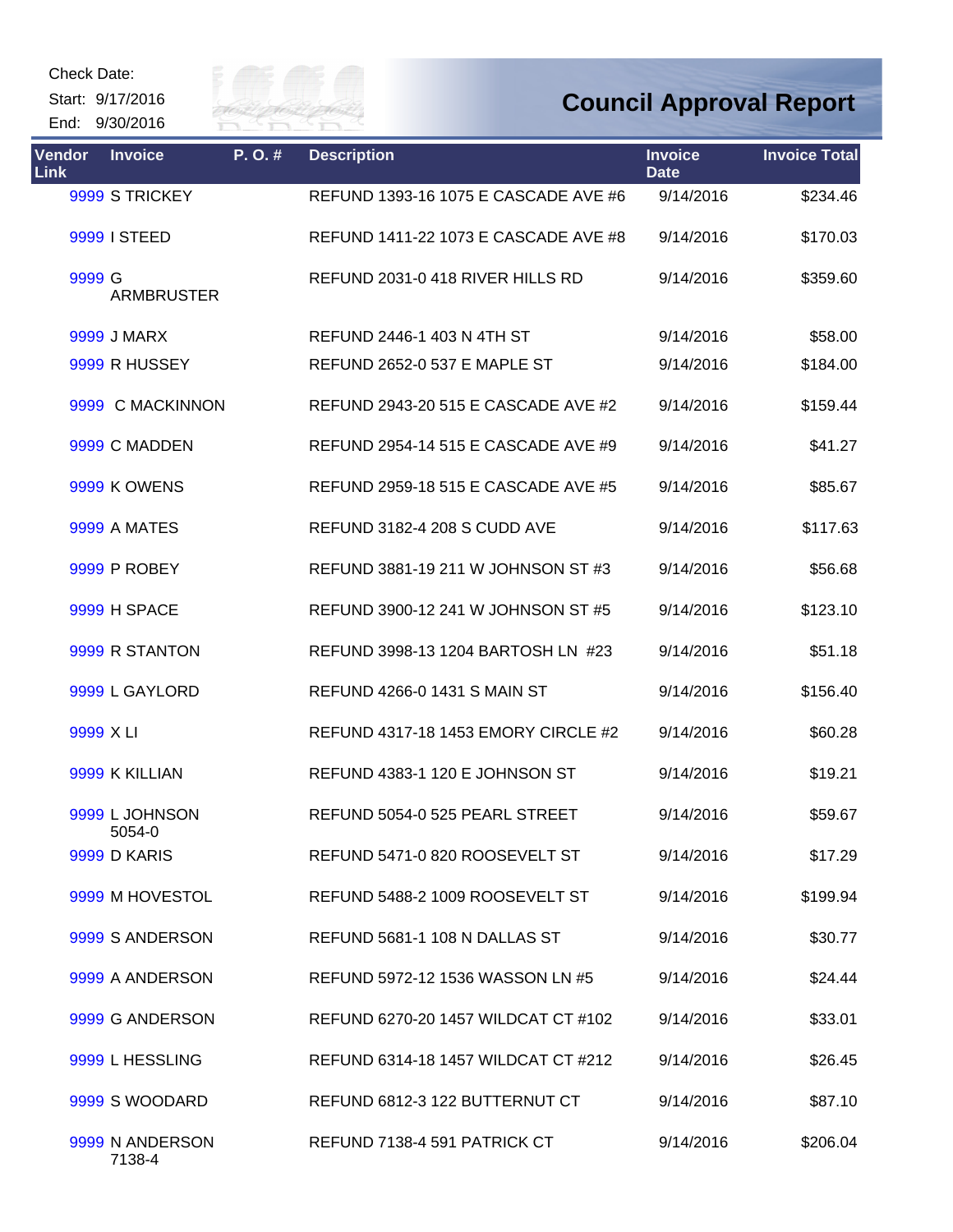Check Date:

Start: 9/17/2016

End: 9/30/2016

# Council Approval Report

| Vendor Link | Invoice | P. O. # | Description | Invoice Date | Invoice Total |
|---|---|---|---|---|---|
| 9999 | S TRICKEY | | REFUND 1393-16 1075 E CASCADE AVE #6 | 9/14/2016 | $234.46 |
| 9999 | I STEED | | REFUND 1411-22 1073 E CASCADE AVE #8 | 9/14/2016 | $170.03 |
| 9999 | G ARMBRUSTER | | REFUND 2031-0 418 RIVER HILLS RD | 9/14/2016 | $359.60 |
| 9999 | J MARX | | REFUND 2446-1 403 N 4TH ST | 9/14/2016 | $58.00 |
| 9999 | R HUSSEY | | REFUND 2652-0 537 E MAPLE ST | 9/14/2016 | $184.00 |
| 9999 | C MACKINNON | | REFUND 2943-20 515 E CASCADE AVE #2 | 9/14/2016 | $159.44 |
| 9999 | C MADDEN | | REFUND 2954-14 515 E CASCADE AVE #9 | 9/14/2016 | $41.27 |
| 9999 | K OWENS | | REFUND 2959-18 515 E CASCADE AVE #5 | 9/14/2016 | $85.67 |
| 9999 | A MATES | | REFUND 3182-4 208 S CUDD AVE | 9/14/2016 | $117.63 |
| 9999 | P ROBEY | | REFUND 3881-19 211 W JOHNSON ST #3 | 9/14/2016 | $56.68 |
| 9999 | H SPACE | | REFUND 3900-12 241 W JOHNSON ST #5 | 9/14/2016 | $123.10 |
| 9999 | R STANTON | | REFUND 3998-13 1204 BARTOSH LN #23 | 9/14/2016 | $51.18 |
| 9999 | L GAYLORD | | REFUND 4266-0 1431 S MAIN ST | 9/14/2016 | $156.40 |
| 9999 | X LI | | REFUND 4317-18 1453 EMORY CIRCLE #2 | 9/14/2016 | $60.28 |
| 9999 | K KILLIAN | | REFUND 4383-1 120 E JOHNSON ST | 9/14/2016 | $19.21 |
| 9999 | L JOHNSON 5054-0 | | REFUND 5054-0 525 PEARL STREET | 9/14/2016 | $59.67 |
| 9999 | D KARIS | | REFUND 5471-0 820 ROOSEVELT ST | 9/14/2016 | $17.29 |
| 9999 | M HOVESTOL | | REFUND 5488-2 1009 ROOSEVELT ST | 9/14/2016 | $199.94 |
| 9999 | S ANDERSON | | REFUND 5681-1 108 N DALLAS ST | 9/14/2016 | $30.77 |
| 9999 | A ANDERSON | | REFUND 5972-12 1536 WASSON LN #5 | 9/14/2016 | $24.44 |
| 9999 | G ANDERSON | | REFUND 6270-20 1457 WILDCAT CT #102 | 9/14/2016 | $33.01 |
| 9999 | L HESSLING | | REFUND 6314-18 1457 WILDCAT CT #212 | 9/14/2016 | $26.45 |
| 9999 | S WOODARD | | REFUND 6812-3 122 BUTTERNUT CT | 9/14/2016 | $87.10 |
| 9999 | N ANDERSON 7138-4 | | REFUND 7138-4 591 PATRICK CT | 9/14/2016 | $206.04 |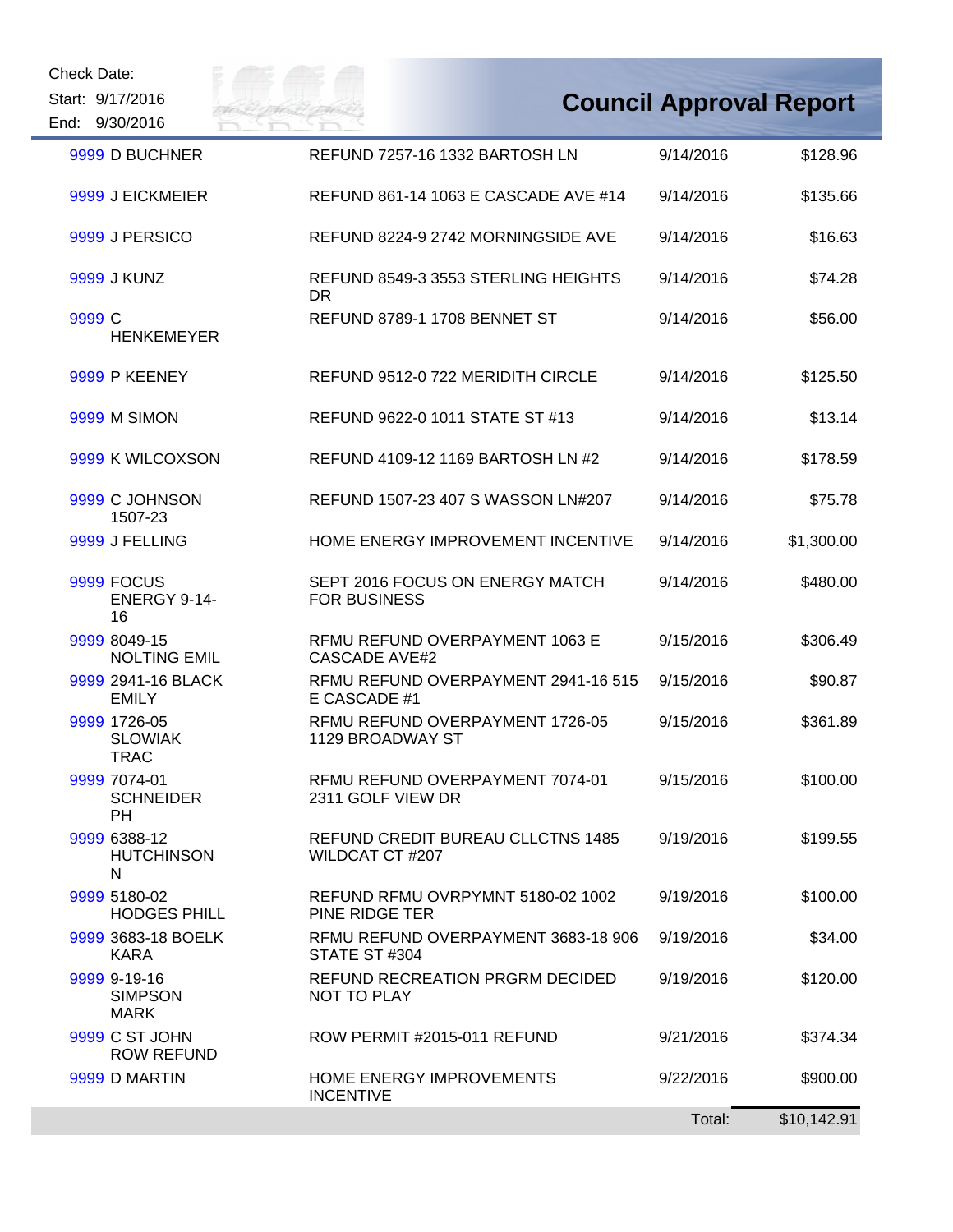Check Date:
Start: 9/17/2016
End: 9/30/2016

# Council Approval Report

| | | | | |
|---|---|---|---|---|
| 9999 | D BUCHNER | REFUND 7257-16 1332 BARTOSH LN | 9/14/2016 | $128.96 |
| 9999 | J EICKMEIER | REFUND 861-14 1063 E CASCADE AVE #14 | 9/14/2016 | $135.66 |
| 9999 | J PERSICO | REFUND 8224-9 2742 MORNINGSIDE AVE | 9/14/2016 | $16.63 |
| 9999 | J KUNZ | REFUND 8549-3 3553 STERLING HEIGHTS DR | 9/14/2016 | $74.28 |
| 9999 | C HENKEMEYER | REFUND 8789-1 1708 BENNET ST | 9/14/2016 | $56.00 |
| 9999 | P KEENEY | REFUND 9512-0 722 MERIDITH CIRCLE | 9/14/2016 | $125.50 |
| 9999 | M SIMON | REFUND 9622-0 1011 STATE ST #13 | 9/14/2016 | $13.14 |
| 9999 | K WILCOXSON | REFUND 4109-12 1169 BARTOSH LN #2 | 9/14/2016 | $178.59 |
| 9999 | C JOHNSON 1507-23 | REFUND 1507-23 407 S WASSON LN#207 | 9/14/2016 | $75.78 |
| 9999 | J FELLING | HOME ENERGY IMPROVEMENT INCENTIVE | 9/14/2016 | $1,300.00 |
| 9999 | FOCUS ENERGY 9-14-16 | SEPT 2016 FOCUS ON ENERGY MATCH FOR BUSINESS | 9/14/2016 | $480.00 |
| 9999 | 8049-15 NOLTING EMIL | RFMU REFUND OVERPAYMENT 1063 E CASCADE AVE#2 | 9/15/2016 | $306.49 |
| 9999 | 2941-16 BLACK EMILY | RFMU REFUND OVERPAYMENT 2941-16 515 E CASCADE #1 | 9/15/2016 | $90.87 |
| 9999 | 1726-05 SLOWIAK TRAC | RFMU REFUND OVERPAYMENT 1726-05 1129 BROADWAY ST | 9/15/2016 | $361.89 |
| 9999 | 7074-01 SCHNEIDER PH | RFMU REFUND OVERPAYMENT 7074-01 2311 GOLF VIEW DR | 9/15/2016 | $100.00 |
| 9999 | 6388-12 HUTCHINSON N | REFUND CREDIT BUREAU CLLCTNS 1485 WILDCAT CT #207 | 9/19/2016 | $199.55 |
| 9999 | 5180-02 HODGES PHILL | REFUND RFMU OVRPYMNT 5180-02 1002 PINE RIDGE TER | 9/19/2016 | $100.00 |
| 9999 | 3683-18 BOELK KARA | RFMU REFUND OVERPAYMENT 3683-18 906 STATE ST #304 | 9/19/2016 | $34.00 |
| 9999 | 9-19-16 SIMPSON MARK | REFUND RECREATION PRGRM DECIDED NOT TO PLAY | 9/19/2016 | $120.00 |
| 9999 | C ST JOHN ROW REFUND | ROW PERMIT #2015-011 REFUND | 9/21/2016 | $374.34 |
| 9999 | D MARTIN | HOME ENERGY IMPROVEMENTS INCENTIVE | 9/22/2016 | $900.00 |
| | | | Total: | $10,142.91 |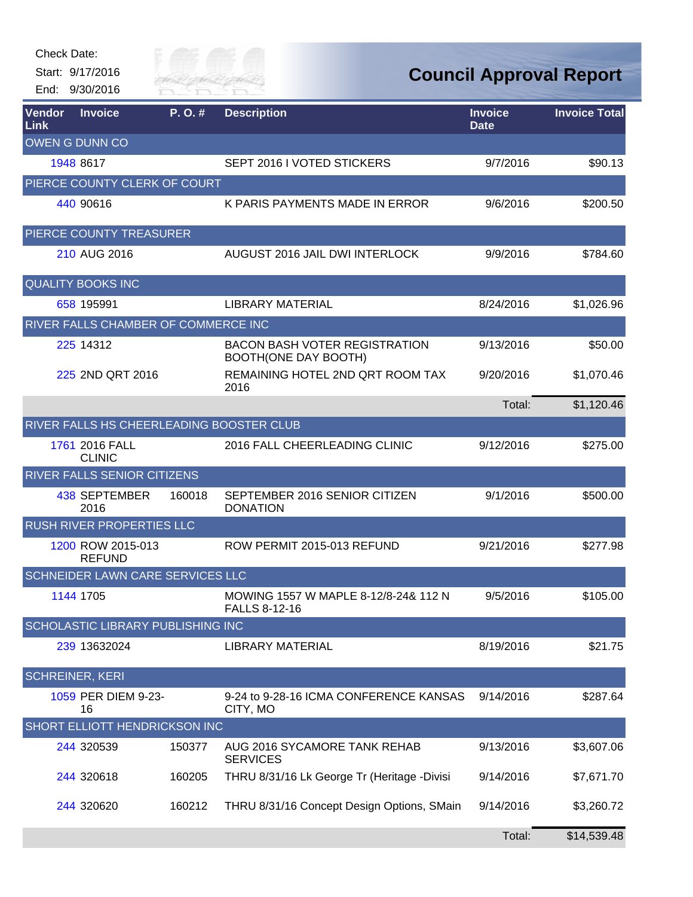Check Date:

Start: 9/17/2016

End: 9/30/2016

# Council Approval Report

| Vendor Link | Invoice | P. O. # | Description | Invoice Date | Invoice Total |
|---|---|---|---|---|---|
| OWEN G DUNN CO | | | | | |
| 1948 | 8617 | | SEPT 2016 I VOTED STICKERS | 9/7/2016 | $90.13 |
| PIERCE COUNTY CLERK OF COURT | | | | | |
| 440 | 90616 | | K PARIS PAYMENTS MADE IN ERROR | 9/6/2016 | $200.50 |
| PIERCE COUNTY TREASURER | | | | | |
| 210 | AUG 2016 | | AUGUST 2016 JAIL DWI INTERLOCK | 9/9/2016 | $784.60 |
| QUALITY BOOKS INC | | | | | |
| 658 | 195991 | | LIBRARY MATERIAL | 8/24/2016 | $1,026.96 |
| RIVER FALLS CHAMBER OF COMMERCE INC | | | | | |
| 225 | 14312 | | BACON BASH VOTER REGISTRATION BOOTH(ONE DAY BOOTH) | 9/13/2016 | $50.00 |
| 225 | 2ND QRT 2016 | | REMAINING HOTEL 2ND QRT ROOM TAX 2016 | 9/20/2016 | $1,070.46 |
| | | | | Total: | $1,120.46 |
| RIVER FALLS HS CHEERLEADING BOOSTER CLUB | | | | | |
| 1761 | 2016 FALL CLINIC | | 2016 FALL CHEERLEADING CLINIC | 9/12/2016 | $275.00 |
| RIVER FALLS SENIOR CITIZENS | | | | | |
| 438 | SEPTEMBER 2016 | 160018 | SEPTEMBER 2016 SENIOR CITIZEN DONATION | 9/1/2016 | $500.00 |
| RUSH RIVER PROPERTIES LLC | | | | | |
| 1200 | ROW 2015-013 REFUND | | ROW PERMIT 2015-013 REFUND | 9/21/2016 | $277.98 |
| SCHNEIDER LAWN CARE SERVICES LLC | | | | | |
| 1144 | 1705 | | MOWING 1557 W MAPLE 8-12/8-24& 112 N FALLS 8-12-16 | 9/5/2016 | $105.00 |
| SCHOLASTIC LIBRARY PUBLISHING INC | | | | | |
| 239 | 13632024 | | LIBRARY MATERIAL | 8/19/2016 | $21.75 |
| SCHREINER, KERI | | | | | |
| 1059 | PER DIEM 9-23-16 | | 9-24 to 9-28-16 ICMA CONFERENCE KANSAS CITY, MO | 9/14/2016 | $287.64 |
| SHORT ELLIOTT HENDRICKSON INC | | | | | |
| 244 | 320539 | 150377 | AUG 2016 SYCAMORE TANK REHAB SERVICES | 9/13/2016 | $3,607.06 |
| 244 | 320618 | 160205 | THRU 8/31/16 Lk George Tr (Heritage -Divisi | 9/14/2016 | $7,671.70 |
| 244 | 320620 | 160212 | THRU 8/31/16 Concept Design Options, SMain | 9/14/2016 | $3,260.72 |
| | | | | Total: | $14,539.48 |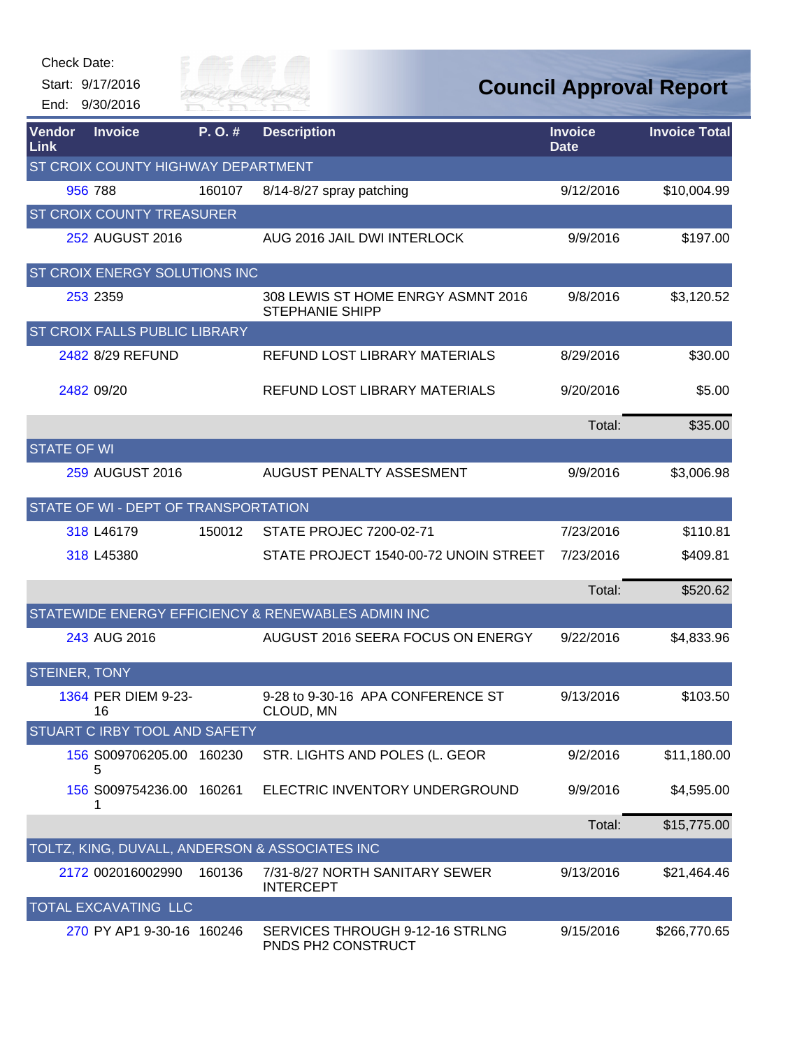Check Date:

Start: 9/17/2016

End: 9/30/2016

# Council Approval Report

| Vendor Link | Invoice | P. O. # | Description | Invoice Date | Invoice Total |
|---|---|---|---|---|---|
| ST CROIX COUNTY HIGHWAY DEPARTMENT | | | | | |
| 956 | 788 | 160107 | 8/14-8/27 spray patching | 9/12/2016 | $10,004.99 |
| ST CROIX COUNTY TREASURER | | | | | |
| 252 | AUGUST 2016 | | AUG 2016 JAIL DWI INTERLOCK | 9/9/2016 | $197.00 |
| ST CROIX ENERGY SOLUTIONS INC | | | | | |
| 253 | 2359 | | 308 LEWIS ST HOME ENRGY ASMNT 2016 STEPHANIE SHIPP | 9/8/2016 | $3,120.52 |
| ST CROIX FALLS PUBLIC LIBRARY | | | | | |
| 2482 | 8/29 REFUND | | REFUND LOST LIBRARY MATERIALS | 8/29/2016 | $30.00 |
| 2482 | 09/20 | | REFUND LOST LIBRARY MATERIALS | 9/20/2016 | $5.00 |
| | | | | Total: | $35.00 |
| STATE OF WI | | | | | |
| 259 | AUGUST 2016 | | AUGUST PENALTY ASSESMENT | 9/9/2016 | $3,006.98 |
| STATE OF WI - DEPT OF TRANSPORTATION | | | | | |
| 318 | L46179 | 150012 | STATE PROJEC 7200-02-71 | 7/23/2016 | $110.81 |
| 318 | L45380 | | STATE PROJECT 1540-00-72 UNOIN STREET | 7/23/2016 | $409.81 |
| | | | | Total: | $520.62 |
| STATEWIDE ENERGY EFFICIENCY & RENEWABLES ADMIN INC | | | | | |
| 243 | AUG 2016 | | AUGUST 2016 SEERA FOCUS ON ENERGY | 9/22/2016 | $4,833.96 |
| STEINER, TONY | | | | | |
| 1364 | PER DIEM 9-23-16 | | 9-28 to 9-30-16 APA CONFERENCE ST CLOUD, MN | 9/13/2016 | $103.50 |
| STUART C IRBY TOOL AND SAFETY | | | | | |
| 156 | S009706205.005 | 160230 | STR. LIGHTS AND POLES (L. GEOR | 9/2/2016 | $11,180.00 |
| 156 | S009754236.001 | 160261 | ELECTRIC INVENTORY UNDERGROUND | 9/9/2016 | $4,595.00 |
| | | | | Total: | $15,775.00 |
| TOLTZ, KING, DUVALL, ANDERSON & ASSOCIATES INC | | | | | |
| 2172 | 002016002990 | 160136 | 7/31-8/27 NORTH SANITARY SEWER INTERCEPT | 9/13/2016 | $21,464.46 |
| TOTAL EXCAVATING LLC | | | | | |
| 270 | PY AP1 9-30-16 | 160246 | SERVICES THROUGH 9-12-16 STRLNG PNDS PH2 CONSTRUCT | 9/15/2016 | $266,770.65 |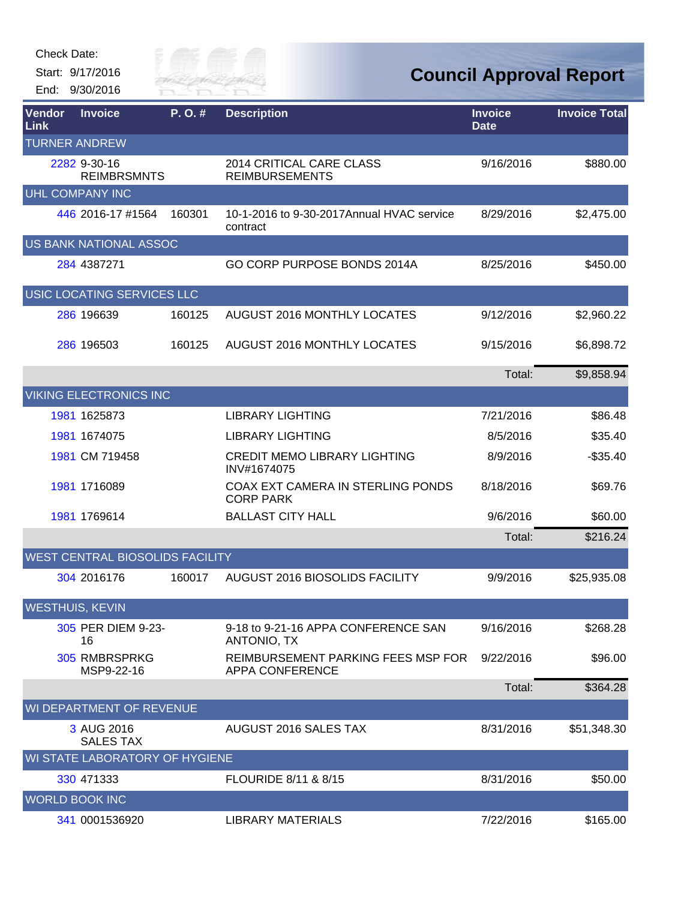Check Date:

Start: 9/17/2016

End: 9/30/2016

# Council Approval Report

| Vendor Link | Invoice | P. O. # | Description | Invoice Date | Invoice Total |
|---|---|---|---|---|---|
| TURNER ANDREW | | | | | |
| 2282 | 9-30-16 REIMBRSMNTS | | 2014 CRITICAL CARE CLASS REIMBURSEMENTS | 9/16/2016 | $880.00 |
| UHL COMPANY INC | | | | | |
| 446 | 2016-17 #1564 | 160301 | 10-1-2016 to 9-30-2017Annual HVAC service contract | 8/29/2016 | $2,475.00 |
| US BANK NATIONAL ASSOC | | | | | |
| 284 | 4387271 | | GO CORP PURPOSE BONDS 2014A | 8/25/2016 | $450.00 |
| USIC LOCATING SERVICES LLC | | | | | |
| 286 | 196639 | 160125 | AUGUST 2016 MONTHLY LOCATES | 9/12/2016 | $2,960.22 |
| 286 | 196503 | 160125 | AUGUST 2016 MONTHLY LOCATES | 9/15/2016 | $6,898.72 |
| | | | | Total: | $9,858.94 |
| VIKING ELECTRONICS INC | | | | | |
| 1981 | 1625873 | | LIBRARY LIGHTING | 7/21/2016 | $86.48 |
| 1981 | 1674075 | | LIBRARY LIGHTING | 8/5/2016 | $35.40 |
| 1981 | CM 719458 | | CREDIT MEMO LIBRARY LIGHTING INV#1674075 | 8/9/2016 | -$35.40 |
| 1981 | 1716089 | | COAX EXT CAMERA IN STERLING PONDS CORP PARK | 8/18/2016 | $69.76 |
| 1981 | 1769614 | | BALLAST CITY HALL | 9/6/2016 | $60.00 |
| | | | | Total: | $216.24 |
| WEST CENTRAL BIOSOLIDS FACILITY | | | | | |
| 304 | 2016176 | 160017 | AUGUST 2016 BIOSOLIDS FACILITY | 9/9/2016 | $25,935.08 |
| WESTHUIS, KEVIN | | | | | |
| 305 | PER DIEM 9-23-16 | | 9-18 to 9-21-16 APPA CONFERENCE SAN ANTONIO, TX | 9/16/2016 | $268.28 |
| 305 | RMBRSPRKG MSP9-22-16 | | REIMBURSEMENT PARKING FEES MSP FOR APPA CONFERENCE | 9/22/2016 | $96.00 |
| | | | | Total: | $364.28 |
| WI DEPARTMENT OF REVENUE | | | | | |
| 3 | AUG 2016 SALES TAX | | AUGUST 2016 SALES TAX | 8/31/2016 | $51,348.30 |
| WI STATE LABORATORY OF HYGIENE | | | | | |
| 330 | 471333 | | FLOURIDE 8/11 & 8/15 | 8/31/2016 | $50.00 |
| WORLD BOOK INC | | | | | |
| 341 | 0001536920 | | LIBRARY MATERIALS | 7/22/2016 | $165.00 |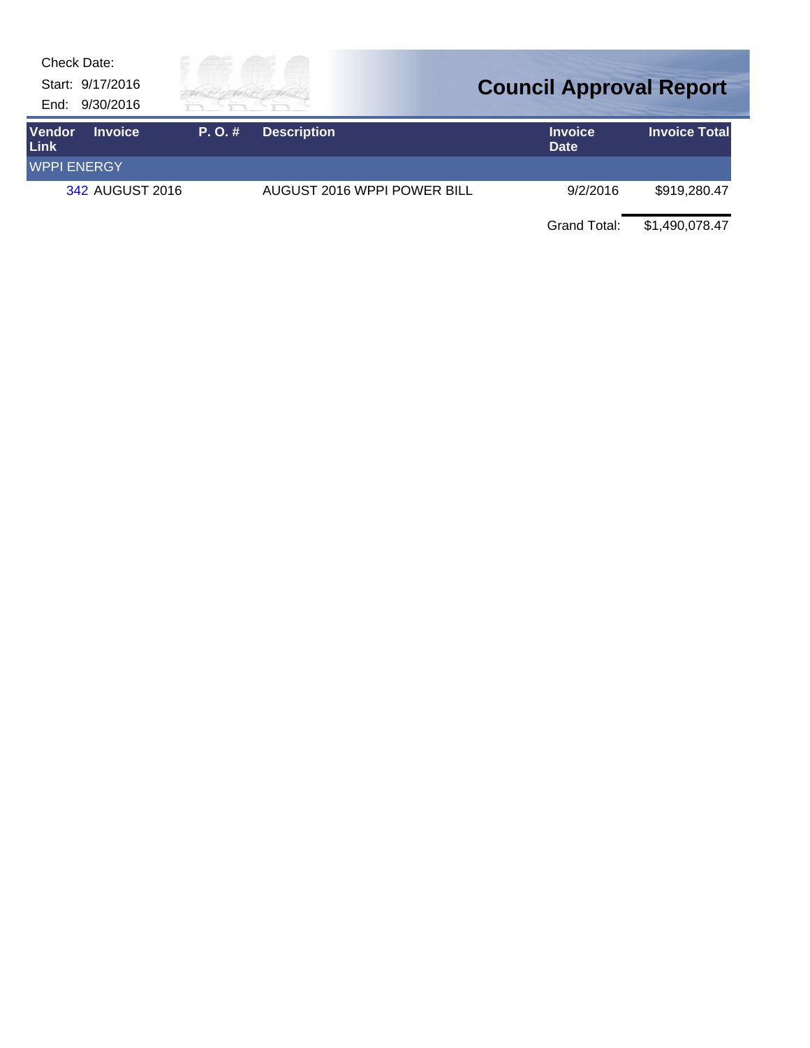Check Date:

Start: 9/17/2016

End: 9/30/2016

# Council Approval Report

| Vendor Link | Invoice | P. O. # | Description | Invoice Date | Invoice Total |
| --- | --- | --- | --- | --- | --- |
| WPPI ENERGY | | | | | |
| 342 | AUGUST 2016 | | AUGUST 2016 WPPI POWER BILL | 9/2/2016 | $919,280.47 |
| | | | | Grand Total: | $1,490,078.47 |